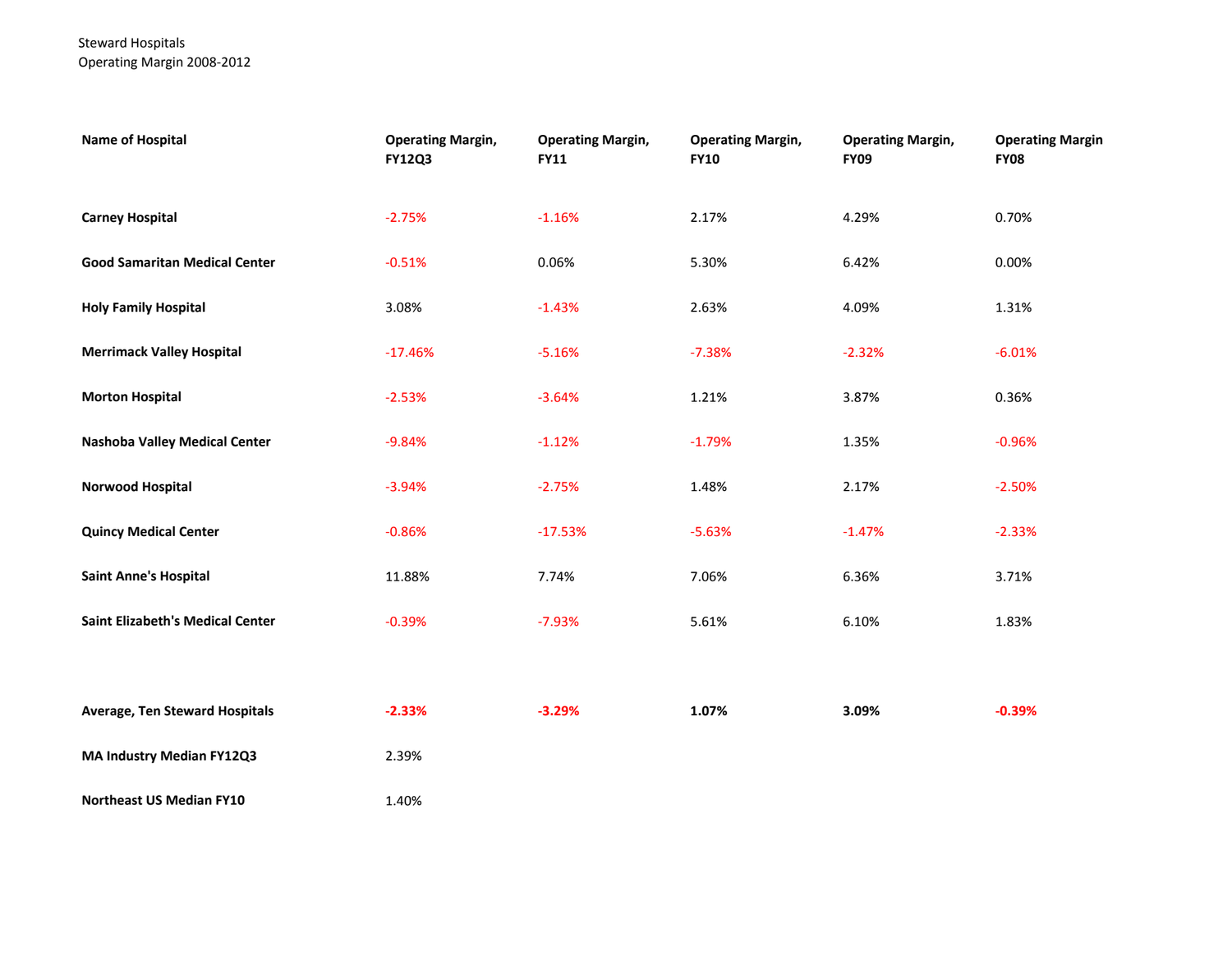Steward Hospitals
Operating Margin 2008-2012

| Name of Hospital | Operating Margin, FY12Q3 | Operating Margin, FY11 | Operating Margin, FY10 | Operating Margin, FY09 | Operating Margin FY08 |
|---|---|---|---|---|---|
| **Carney Hospital** | -2.75% | -1.16% | 2.17% | 4.29% | 0.70% |
| **Good Samaritan Medical Center** | -0.51% | 0.06% | 5.30% | 6.42% | 0.00% |
| **Holy Family Hospital** | 3.08% | -1.43% | 2.63% | 4.09% | 1.31% |
| **Merrimack Valley Hospital** | -17.46% | -5.16% | -7.38% | -2.32% | -6.01% |
| **Morton Hospital** | -2.53% | -3.64% | 1.21% | 3.87% | 0.36% |
| **Nashoba Valley Medical Center** | -9.84% | -1.12% | -1.79% | 1.35% | -0.96% |
| **Norwood Hospital** | -3.94% | -2.75% | 1.48% | 2.17% | -2.50% |
| **Quincy Medical Center** | -0.86% | -17.53% | -5.63% | -1.47% | -2.33% |
| **Saint Anne's Hospital** | 11.88% | 7.74% | 7.06% | 6.36% | 3.71% |
| **Saint Elizabeth's Medical Center** | -0.39% | -7.93% | 5.61% | 6.10% | 1.83% |
| | | | | | |
| **Average, Ten Steward Hospitals** | **-2.33%** | **-3.29%** | **1.07%** | **3.09%** | **-0.39%** |
| **MA Industry Median FY12Q3** | 2.39% | | | | |
| **Northeast US Median FY10** | 1.40% | | | | |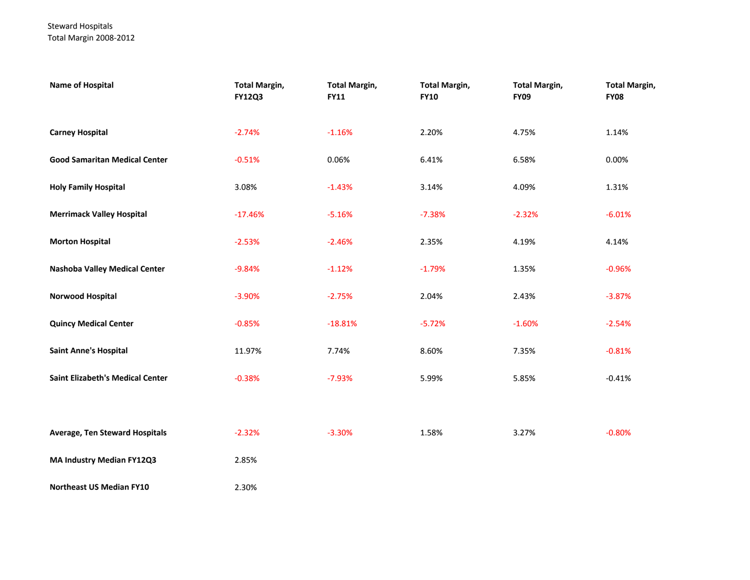Steward Hospitals
Total Margin 2008-2012

| Name of Hospital | Total Margin, FY12Q3 | Total Margin, FY11 | Total Margin, FY10 | Total Margin, FY09 | Total Margin, FY08 |
|---|---|---|---|---|---|
| **Carney Hospital** | -2.74% | -1.16% | 2.20% | 4.75% | 1.14% |
| **Good Samaritan Medical Center** | -0.51% | 0.06% | 6.41% | 6.58% | 0.00% |
| **Holy Family Hospital** | 3.08% | -1.43% | 3.14% | 4.09% | 1.31% |
| **Merrimack Valley Hospital** | -17.46% | -5.16% | -7.38% | -2.32% | -6.01% |
| **Morton Hospital** | -2.53% | -2.46% | 2.35% | 4.19% | 4.14% |
| **Nashoba Valley Medical Center** | -9.84% | -1.12% | -1.79% | 1.35% | -0.96% |
| **Norwood Hospital** | -3.90% | -2.75% | 2.04% | 2.43% | -3.87% |
| **Quincy Medical Center** | -0.85% | -18.81% | -5.72% | -1.60% | -2.54% |
| **Saint Anne's Hospital** | 11.97% | 7.74% | 8.60% | 7.35% | -0.81% |
| **Saint Elizabeth's Medical Center** | -0.38% | -7.93% | 5.99% | 5.85% | -0.41% |
| | | | | | |
| **Average, Ten Steward Hospitals** | -2.32% | -3.30% | 1.58% | 3.27% | -0.80% |
| **MA Industry Median FY12Q3** | 2.85% | | | | |
| **Northeast US Median FY10** | 2.30% | | | | |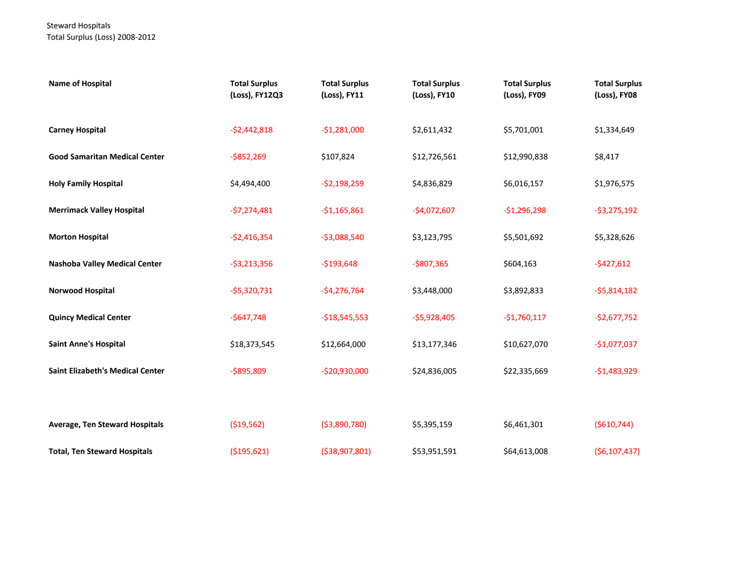Steward Hospitals
Total Surplus (Loss) 2008-2012

| Name of Hospital | Total Surplus (Loss), FY12Q3 | Total Surplus (Loss), FY11 | Total Surplus (Loss), FY10 | Total Surplus (Loss), FY09 | Total Surplus (Loss), FY08 |
|---|---|---|---|---|---|
| **Carney Hospital** | -$2,442,818 | -$1,281,000 | $2,611,432 | $5,701,001 | $1,334,649 |
| **Good Samaritan Medical Center** | -$852,269 | $107,824 | $12,726,561 | $12,990,838 | $8,417 |
| **Holy Family Hospital** | $4,494,400 | -$2,198,259 | $4,836,829 | $6,016,157 | $1,976,575 |
| **Merrimack Valley Hospital** | -$7,274,481 | -$1,165,861 | -$4,072,607 | -$1,296,298 | -$3,275,192 |
| **Morton Hospital** | -$2,416,354 | -$3,088,540 | $3,123,795 | $5,501,692 | $5,328,626 |
| **Nashoba Valley Medical Center** | -$3,213,356 | -$193,648 | -$807,365 | $604,163 | -$427,612 |
| **Norwood Hospital** | -$5,320,731 | -$4,276,764 | $3,448,000 | $3,892,833 | -$5,814,182 |
| **Quincy Medical Center** | -$647,748 | -$18,545,553 | -$5,928,405 | -$1,760,117 | -$2,677,752 |
| **Saint Anne's Hospital** | $18,373,545 | $12,664,000 | $13,177,346 | $10,627,070 | -$1,077,037 |
| **Saint Elizabeth's Medical Center** | -$895,809 | -$20,930,000 | $24,836,005 | $22,335,669 | -$1,483,929 |
| | | | | | |
| **Average, Ten Steward Hospitals** | ($19,562) | ($3,890,780) | $5,395,159 | $6,461,301 | ($610,744) |
| **Total, Ten Steward Hospitals** | ($195,621) | ($38,907,801) | $53,951,591 | $64,613,008 | ($6,107,437) |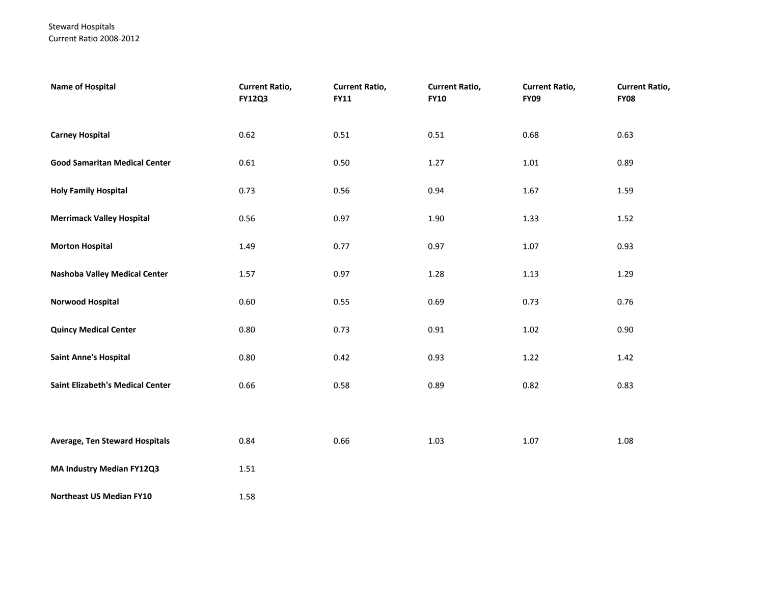Steward Hospitals
Current Ratio 2008-2012

| Name of Hospital | Current Ratio, FY12Q3 | Current Ratio, FY11 | Current Ratio, FY10 | Current Ratio, FY09 | Current Ratio, FY08 |
|---|---|---|---|---|---|
| **Carney Hospital** | 0.62 | 0.51 | 0.51 | 0.68 | 0.63 |
| **Good Samaritan Medical Center** | 0.61 | 0.50 | 1.27 | 1.01 | 0.89 |
| **Holy Family Hospital** | 0.73 | 0.56 | 0.94 | 1.67 | 1.59 |
| **Merrimack Valley Hospital** | 0.56 | 0.97 | 1.90 | 1.33 | 1.52 |
| **Morton Hospital** | 1.49 | 0.77 | 0.97 | 1.07 | 0.93 |
| **Nashoba Valley Medical Center** | 1.57 | 0.97 | 1.28 | 1.13 | 1.29 |
| **Norwood Hospital** | 0.60 | 0.55 | 0.69 | 0.73 | 0.76 |
| **Quincy Medical Center** | 0.80 | 0.73 | 0.91 | 1.02 | 0.90 |
| **Saint Anne's Hospital** | 0.80 | 0.42 | 0.93 | 1.22 | 1.42 |
| **Saint Elizabeth's Medical Center** | 0.66 | 0.58 | 0.89 | 0.82 | 0.83 |
| | | | | | |
| **Average, Ten Steward Hospitals** | 0.84 | 0.66 | 1.03 | 1.07 | 1.08 |
| **MA Industry Median FY12Q3** | 1.51 | | | | |
| **Northeast US Median FY10** | 1.58 | | | | |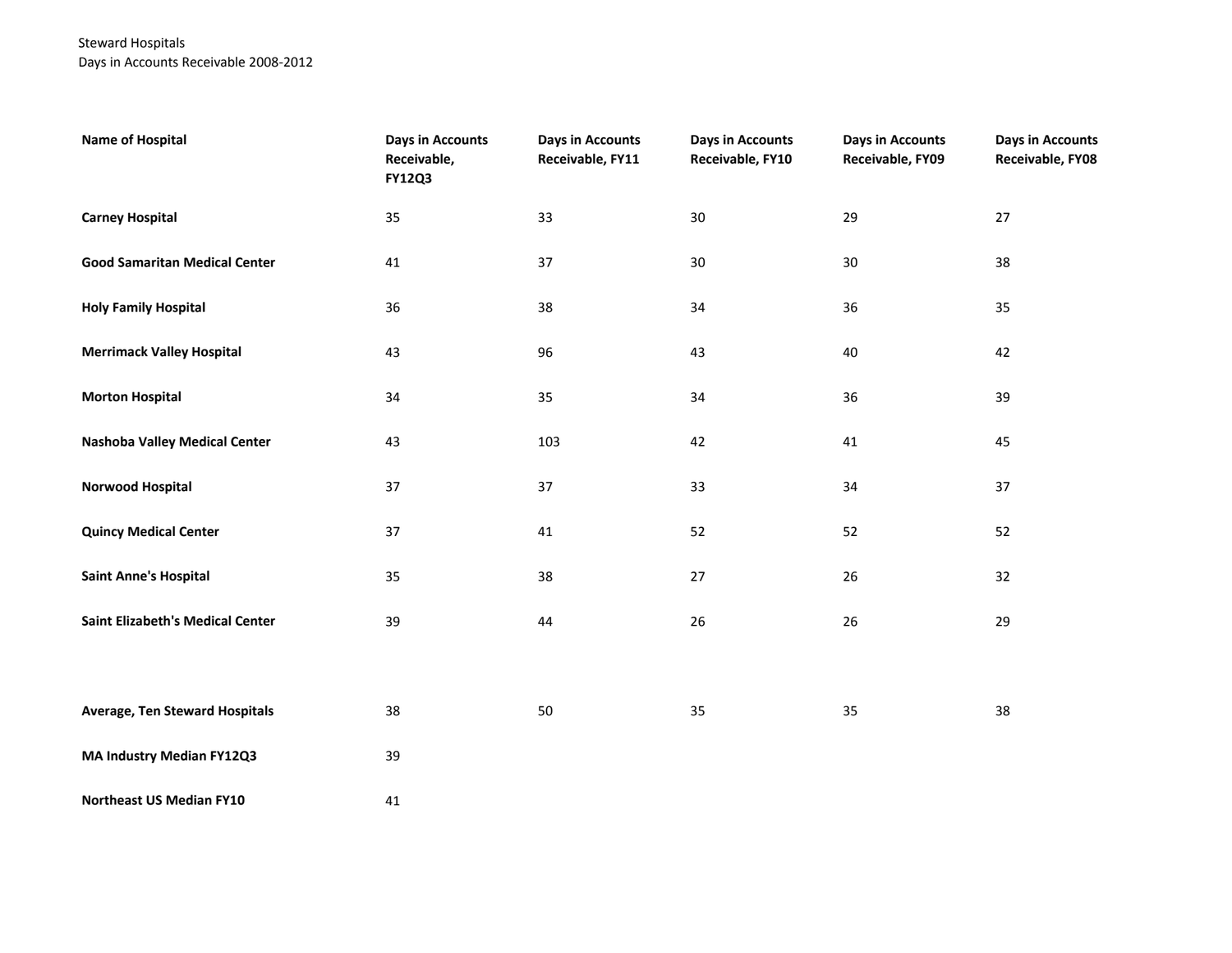Steward Hospitals
Days in Accounts Receivable 2008-2012

| Name of Hospital | Days in Accounts Receivable, FY12Q3 | Days in Accounts Receivable, FY11 | Days in Accounts Receivable, FY10 | Days in Accounts Receivable, FY09 | Days in Accounts Receivable, FY08 |
|---|---|---|---|---|---|
| **Carney Hospital** | 35 | 33 | 30 | 29 | 27 |
| **Good Samaritan Medical Center** | 41 | 37 | 30 | 30 | 38 |
| **Holy Family Hospital** | 36 | 38 | 34 | 36 | 35 |
| **Merrimack Valley Hospital** | 43 | 96 | 43 | 40 | 42 |
| **Morton Hospital** | 34 | 35 | 34 | 36 | 39 |
| **Nashoba Valley Medical Center** | 43 | 103 | 42 | 41 | 45 |
| **Norwood Hospital** | 37 | 37 | 33 | 34 | 37 |
| **Quincy Medical Center** | 37 | 41 | 52 | 52 | 52 |
| **Saint Anne's Hospital** | 35 | 38 | 27 | 26 | 32 |
| **Saint Elizabeth's Medical Center** | 39 | 44 | 26 | 26 | 29 |
| | | | | | |
| **Average, Ten Steward Hospitals** | 38 | 50 | 35 | 35 | 38 |
| **MA Industry Median FY12Q3** | 39 | | | | |
| **Northeast US Median FY10** | 41 | | | | |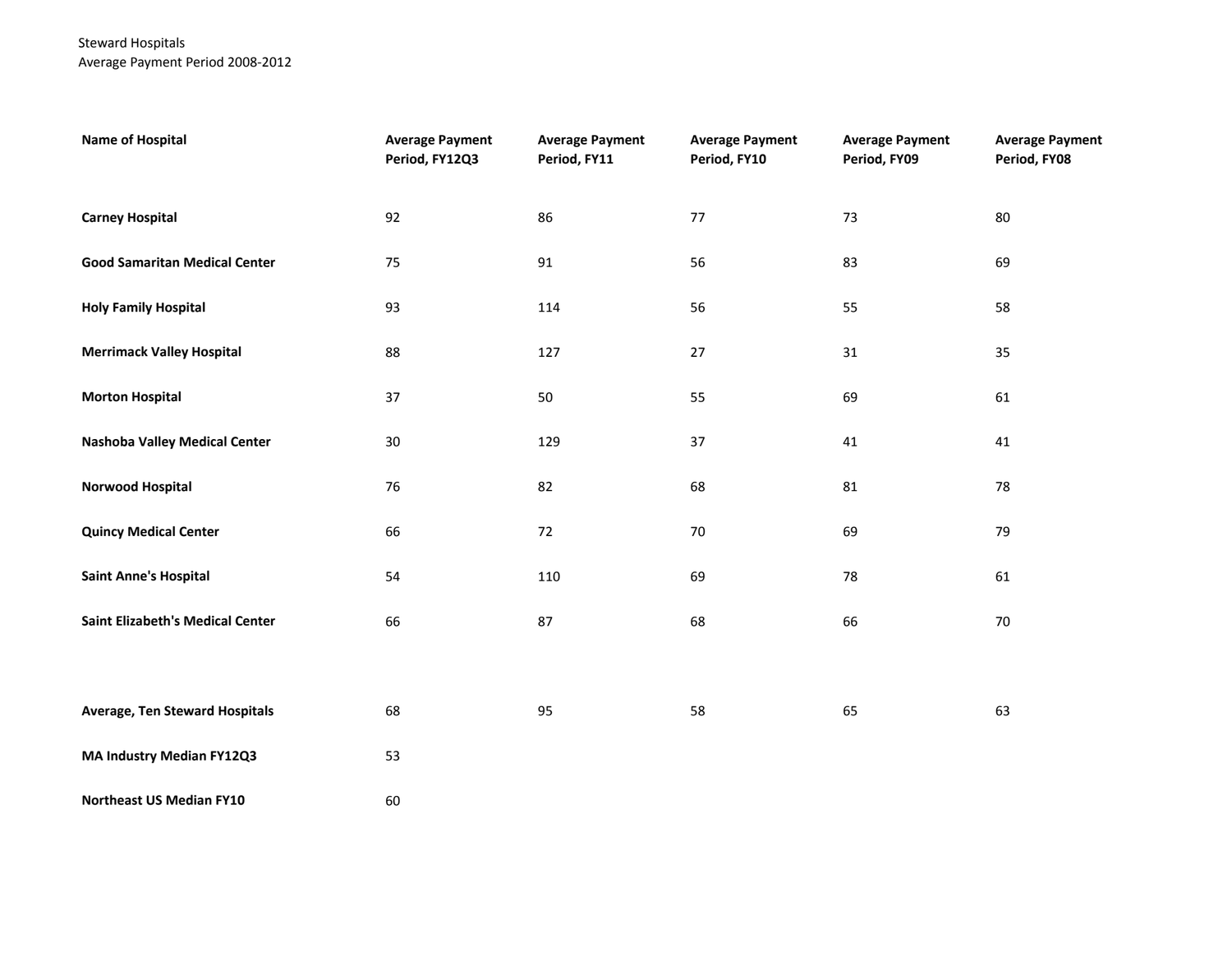Steward Hospitals
Average Payment Period 2008-2012

| Name of Hospital | Average Payment Period, FY12Q3 | Average Payment Period, FY11 | Average Payment Period, FY10 | Average Payment Period, FY09 | Average Payment Period, FY08 |
|---|---|---|---|---|---|
| **Carney Hospital** | 92 | 86 | 77 | 73 | 80 |
| **Good Samaritan Medical Center** | 75 | 91 | 56 | 83 | 69 |
| **Holy Family Hospital** | 93 | 114 | 56 | 55 | 58 |
| **Merrimack Valley Hospital** | 88 | 127 | 27 | 31 | 35 |
| **Morton Hospital** | 37 | 50 | 55 | 69 | 61 |
| **Nashoba Valley Medical Center** | 30 | 129 | 37 | 41 | 41 |
| **Norwood Hospital** | 76 | 82 | 68 | 81 | 78 |
| **Quincy Medical Center** | 66 | 72 | 70 | 69 | 79 |
| **Saint Anne's Hospital** | 54 | 110 | 69 | 78 | 61 |
| **Saint Elizabeth's Medical Center** | 66 | 87 | 68 | 66 | 70 |
| | | | | | |
| **Average, Ten Steward Hospitals** | 68 | 95 | 58 | 65 | 63 |
| **MA Industry Median FY12Q3** | 53 | | | | |
| **Northeast US Median FY10** | 60 | | | | |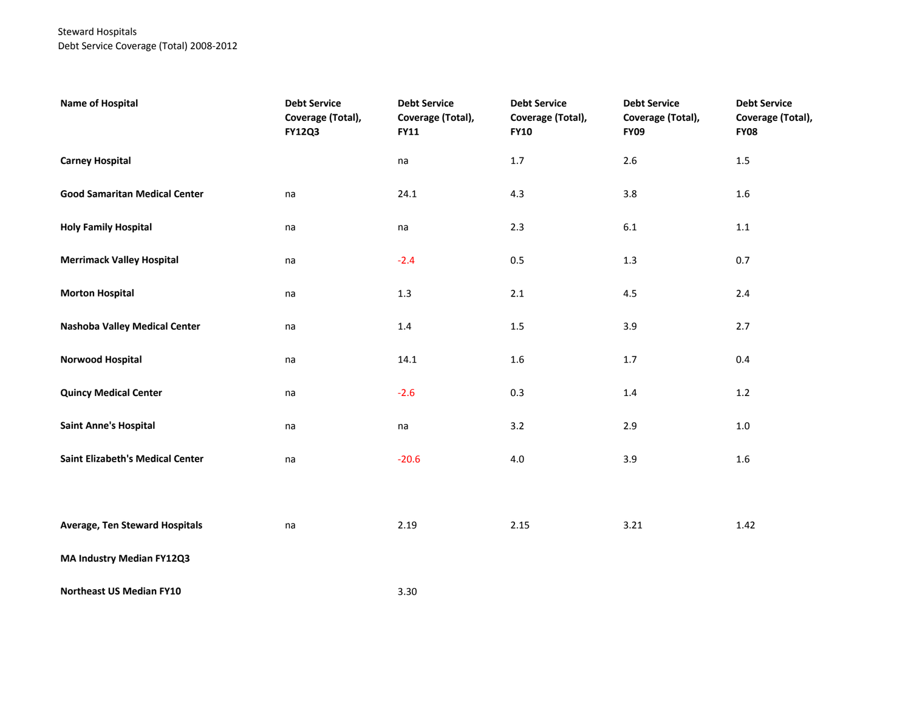Steward Hospitals
Debt Service Coverage (Total) 2008-2012

| Name of Hospital | Debt Service Coverage (Total), FY12Q3 | Debt Service Coverage (Total), FY11 | Debt Service Coverage (Total), FY10 | Debt Service Coverage (Total), FY09 | Debt Service Coverage (Total), FY08 |
|---|---|---|---|---|---|
| **Carney Hospital** | | na | 1.7 | 2.6 | 1.5 |
| **Good Samaritan Medical Center** | na | 24.1 | 4.3 | 3.8 | 1.6 |
| **Holy Family Hospital** | na | na | 2.3 | 6.1 | 1.1 |
| **Merrimack Valley Hospital** | na | -2.4 | 0.5 | 1.3 | 0.7 |
| **Morton Hospital** | na | 1.3 | 2.1 | 4.5 | 2.4 |
| **Nashoba Valley Medical Center** | na | 1.4 | 1.5 | 3.9 | 2.7 |
| **Norwood Hospital** | na | 14.1 | 1.6 | 1.7 | 0.4 |
| **Quincy Medical Center** | na | -2.6 | 0.3 | 1.4 | 1.2 |
| **Saint Anne's Hospital** | na | na | 3.2 | 2.9 | 1.0 |
| **Saint Elizabeth's Medical Center** | na | -20.6 | 4.0 | 3.9 | 1.6 |
| | | | | | |
| **Average, Ten Steward Hospitals** | na | 2.19 | 2.15 | 3.21 | 1.42 |
| **MA Industry Median FY12Q3** | | | | | |
| **Northeast US Median FY10** | | 3.30 | | | |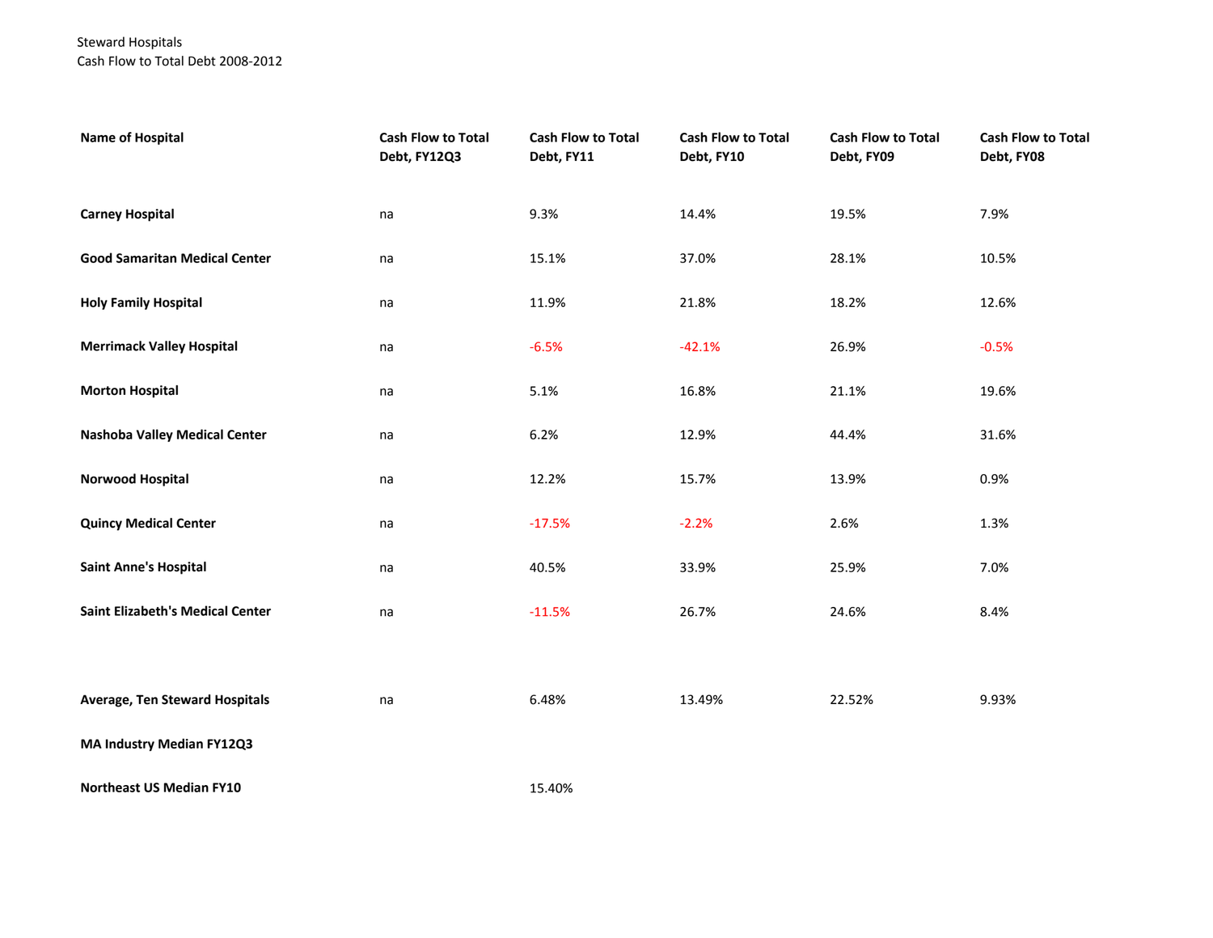Steward Hospitals
Cash Flow to Total Debt 2008-2012

| Name of Hospital | Cash Flow to Total Debt, FY12Q3 | Cash Flow to Total Debt, FY11 | Cash Flow to Total Debt, FY10 | Cash Flow to Total Debt, FY09 | Cash Flow to Total Debt, FY08 |
|---|---|---|---|---|---|
| **Carney Hospital** | na | 9.3% | 14.4% | 19.5% | 7.9% |
| **Good Samaritan Medical Center** | na | 15.1% | 37.0% | 28.1% | 10.5% |
| **Holy Family Hospital** | na | 11.9% | 21.8% | 18.2% | 12.6% |
| **Merrimack Valley Hospital** | na | -6.5% | -42.1% | 26.9% | -0.5% |
| **Morton Hospital** | na | 5.1% | 16.8% | 21.1% | 19.6% |
| **Nashoba Valley Medical Center** | na | 6.2% | 12.9% | 44.4% | 31.6% |
| **Norwood Hospital** | na | 12.2% | 15.7% | 13.9% | 0.9% |
| **Quincy Medical Center** | na | -17.5% | -2.2% | 2.6% | 1.3% |
| **Saint Anne's Hospital** | na | 40.5% | 33.9% | 25.9% | 7.0% |
| **Saint Elizabeth's Medical Center** | na | -11.5% | 26.7% | 24.6% | 8.4% |
| | | | | | |
| **Average, Ten Steward Hospitals** | na | 6.48% | 13.49% | 22.52% | 9.93% |
| **MA Industry Median FY12Q3** | | | | | |
| **Northeast US Median FY10** | | 15.40% | | | |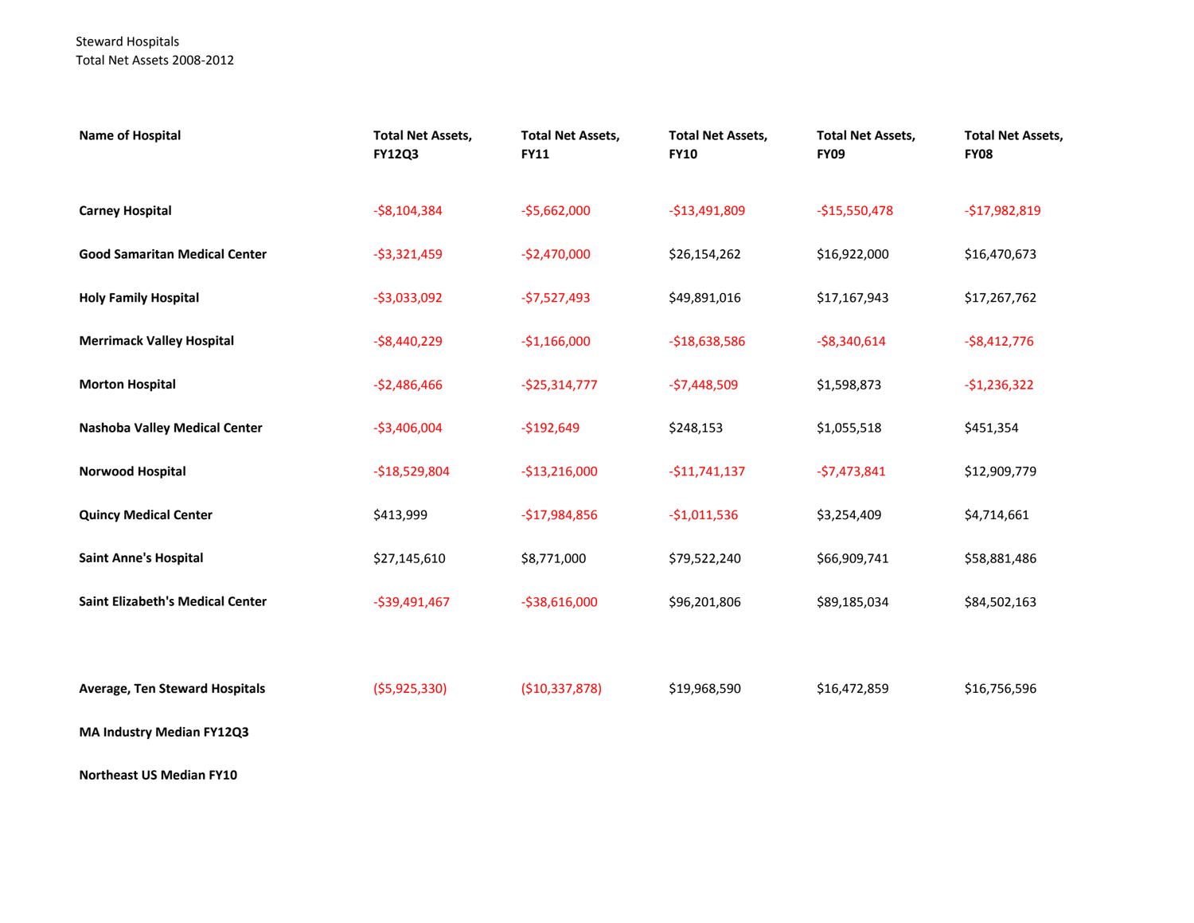Steward Hospitals
Total Net Assets 2008-2012

| Name of Hospital | Total Net Assets, FY12Q3 | Total Net Assets, FY11 | Total Net Assets, FY10 | Total Net Assets, FY09 | Total Net Assets, FY08 |
|---|---|---|---|---|---|
| **Carney Hospital** | -$8,104,384 | -$5,662,000 | -$13,491,809 | -$15,550,478 | -$17,982,819 |
| **Good Samaritan Medical Center** | -$3,321,459 | -$2,470,000 | $26,154,262 | $16,922,000 | $16,470,673 |
| **Holy Family Hospital** | -$3,033,092 | -$7,527,493 | $49,891,016 | $17,167,943 | $17,267,762 |
| **Merrimack Valley Hospital** | -$8,440,229 | -$1,166,000 | -$18,638,586 | -$8,340,614 | -$8,412,776 |
| **Morton Hospital** | -$2,486,466 | -$25,314,777 | -$7,448,509 | $1,598,873 | -$1,236,322 |
| **Nashoba Valley Medical Center** | -$3,406,004 | -$192,649 | $248,153 | $1,055,518 | $451,354 |
| **Norwood Hospital** | -$18,529,804 | -$13,216,000 | -$11,741,137 | -$7,473,841 | $12,909,779 |
| **Quincy Medical Center** | $413,999 | -$17,984,856 | -$1,011,536 | $3,254,409 | $4,714,661 |
| **Saint Anne's Hospital** | $27,145,610 | $8,771,000 | $79,522,240 | $66,909,741 | $58,881,486 |
| **Saint Elizabeth's Medical Center** | -$39,491,467 | -$38,616,000 | $96,201,806 | $89,185,034 | $84,502,163 |
| | | | | | |
| **Average, Ten Steward Hospitals** | ($5,925,330) | ($10,337,878) | $19,968,590 | $16,472,859 | $16,756,596 |
| **MA Industry Median FY12Q3** | | | | | |
| **Northeast US Median FY10** | | | | | |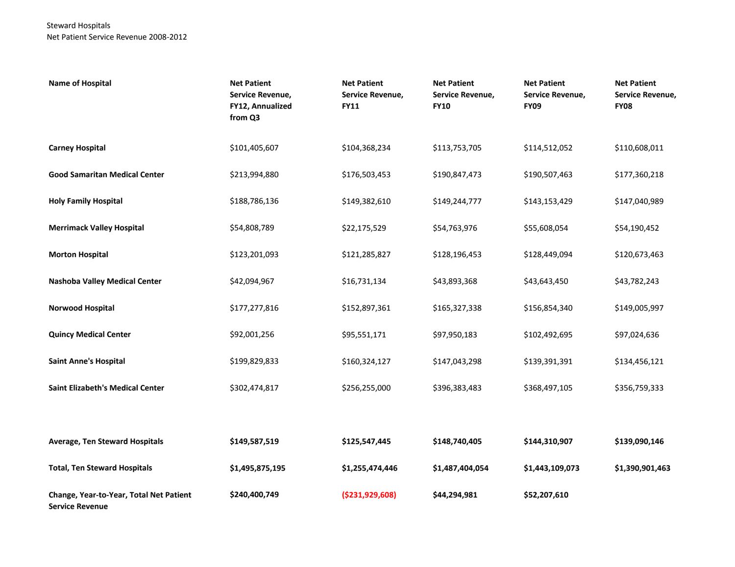Steward Hospitals
Net Patient Service Revenue 2008-2012

| Name of Hospital | Net Patient Service Revenue, FY12, Annualized from Q3 | Net Patient Service Revenue, FY11 | Net Patient Service Revenue, FY10 | Net Patient Service Revenue, FY09 | Net Patient Service Revenue, FY08 |
|---|---|---|---|---|---|
| **Carney Hospital** | $101,405,607 | $104,368,234 | $113,753,705 | $114,512,052 | $110,608,011 |
| **Good Samaritan Medical Center** | $213,994,880 | $176,503,453 | $190,847,473 | $190,507,463 | $177,360,218 |
| **Holy Family Hospital** | $188,786,136 | $149,382,610 | $149,244,777 | $143,153,429 | $147,040,989 |
| **Merrimack Valley Hospital** | $54,808,789 | $22,175,529 | $54,763,976 | $55,608,054 | $54,190,452 |
| **Morton Hospital** | $123,201,093 | $121,285,827 | $128,196,453 | $128,449,094 | $120,673,463 |
| **Nashoba Valley Medical Center** | $42,094,967 | $16,731,134 | $43,893,368 | $43,643,450 | $43,782,243 |
| **Norwood Hospital** | $177,277,816 | $152,897,361 | $165,327,338 | $156,854,340 | $149,005,997 |
| **Quincy Medical Center** | $92,001,256 | $95,551,171 | $97,950,183 | $102,492,695 | $97,024,636 |
| **Saint Anne's Hospital** | $199,829,833 | $160,324,127 | $147,043,298 | $139,391,391 | $134,456,121 |
| **Saint Elizabeth's Medical Center** | $302,474,817 | $256,255,000 | $396,383,483 | $368,497,105 | $356,759,333 |
| | | | | | |
| **Average, Ten Steward Hospitals** | **$149,587,519** | **$125,547,445** | **$148,740,405** | **$144,310,907** | **$139,090,146** |
| **Total, Ten Steward Hospitals** | **$1,495,875,195** | **$1,255,474,446** | **$1,487,404,054** | **$1,443,109,073** | **$1,390,901,463** |
| **Change, Year-to-Year, Total Net Patient Service Revenue** | **$240,400,749** | **($231,929,608)** | **$44,294,981** | **$52,207,610** | |